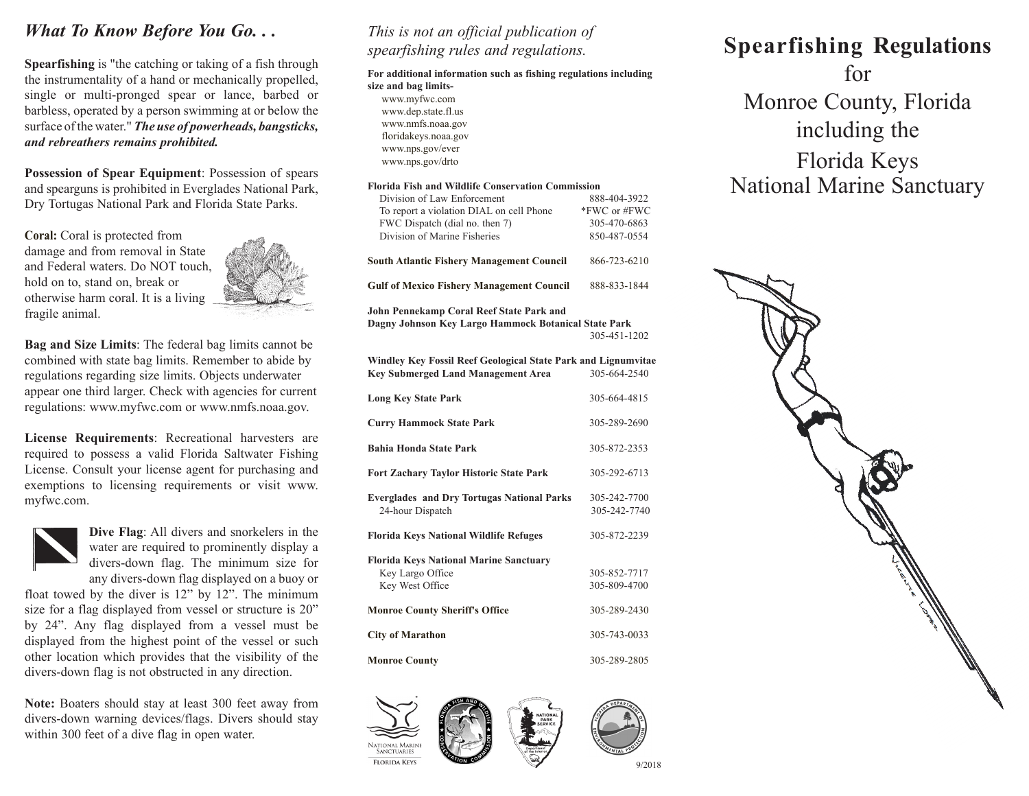## *What To Know Before You Go. . .*

**Spearfishing** is "the catching or taking of a fish through the instrumentality of a hand or mechanically propelled, single or multi-pronged spear or lance, barbed or barbless, operated by a person swimming at or below the surface of the water." ***The use of powerheads, bangsticks, and rebreathers remains prohibited.***

**Possession of Spear Equipment**: Possession of spears and spearguns is prohibited in Everglades National Park, Dry Tortugas National Park and Florida State Parks.

**Coral:** Coral is protected from damage and from removal in State and Federal waters. Do NOT touch, hold on to, stand on, break or otherwise harm coral. It is a living fragile animal.

**Bag and Size Limits**: The federal bag limits cannot be combined with state bag limits. Remember to abide by regulations regarding size limits. Objects underwater appear one third larger. Check with agencies for current regulations: www.myfwc.com or www.nmfs.noaa.gov.

**License Requirements**: Recreational harvesters are required to possess a valid Florida Saltwater Fishing License. Consult your license agent for purchasing and exemptions to licensing requirements or visit www.myfwc.com.

**Dive Flag**: All divers and snorkelers in the water are required to prominently display a divers-down flag. The minimum size for any divers-down flag displayed on a buoy or float towed by the diver is 12" by 12". The minimum size for a flag displayed from vessel or structure is 20" by 24". Any flag displayed from a vessel must be displayed from the highest point of the vessel or such other location which provides that the visibility of the divers-down flag is not obstructed in any direction.

**Note:** Boaters should stay at least 300 feet away from divers-down warning devices/flags. Divers should stay within 300 feet of a dive flag in open water.

*This is not an official publication of spearfishing rules and regulations.*

**For additional information such as fishing regulations including size and bag limits-**

www.myfwc.com
www.dep.state.fl.us
www.nmfs.noaa.gov
floridakeys.noaa.gov
www.nps.gov/ever
www.nps.gov/drto

| | |
|---|---|
| **Florida Fish and Wildlife Conservation Commission** | |
| Division of Law Enforcement | 888-404-3922 |
| To report a violation DIAL on cell Phone | *FWC or #FWC |
| FWC Dispatch (dial no. then 7) | 305-470-6863 |
| Division of Marine Fisheries | 850-487-0554 |
| **South Atlantic Fishery Management Council** | 866-723-6210 |
| **Gulf of Mexico Fishery Management Council** | 888-833-1844 |
| **John Pennekamp Coral Reef State Park and Dagny Johnson Key Largo Hammock Botanical State Park** | 305-451-1202 |
| **Windley Key Fossil Reef Geological State Park and Lignumvitae Key Submerged Land Management Area** | 305-664-2540 |
| **Long Key State Park** | 305-664-4815 |
| **Curry Hammock State Park** | 305-289-2690 |
| **Bahia Honda State Park** | 305-872-2353 |
| **Fort Zachary Taylor Historic State Park** | 305-292-6713 |
| **Everglades and Dry Tortugas National Parks** | 305-242-7700 |
| 24-hour Dispatch | 305-242-7740 |
| **Florida Keys National Wildlife Refuges** | 305-872-2239 |
| **Florida Keys National Marine Sanctuary** | |
| Key Largo Office | 305-852-7717 |
| Key West Office | 305-809-4700 |
| **Monroe County Sheriff's Office** | 305-289-2430 |
| **City of Marathon** | 305-743-0033 |
| **Monroe County** | 305-289-2805 |

National Marine Sanctuaries — Florida Keys

9/2018

# Spearfishing Regulations
for
Monroe County, Florida
including the
Florida Keys
National Marine Sanctuary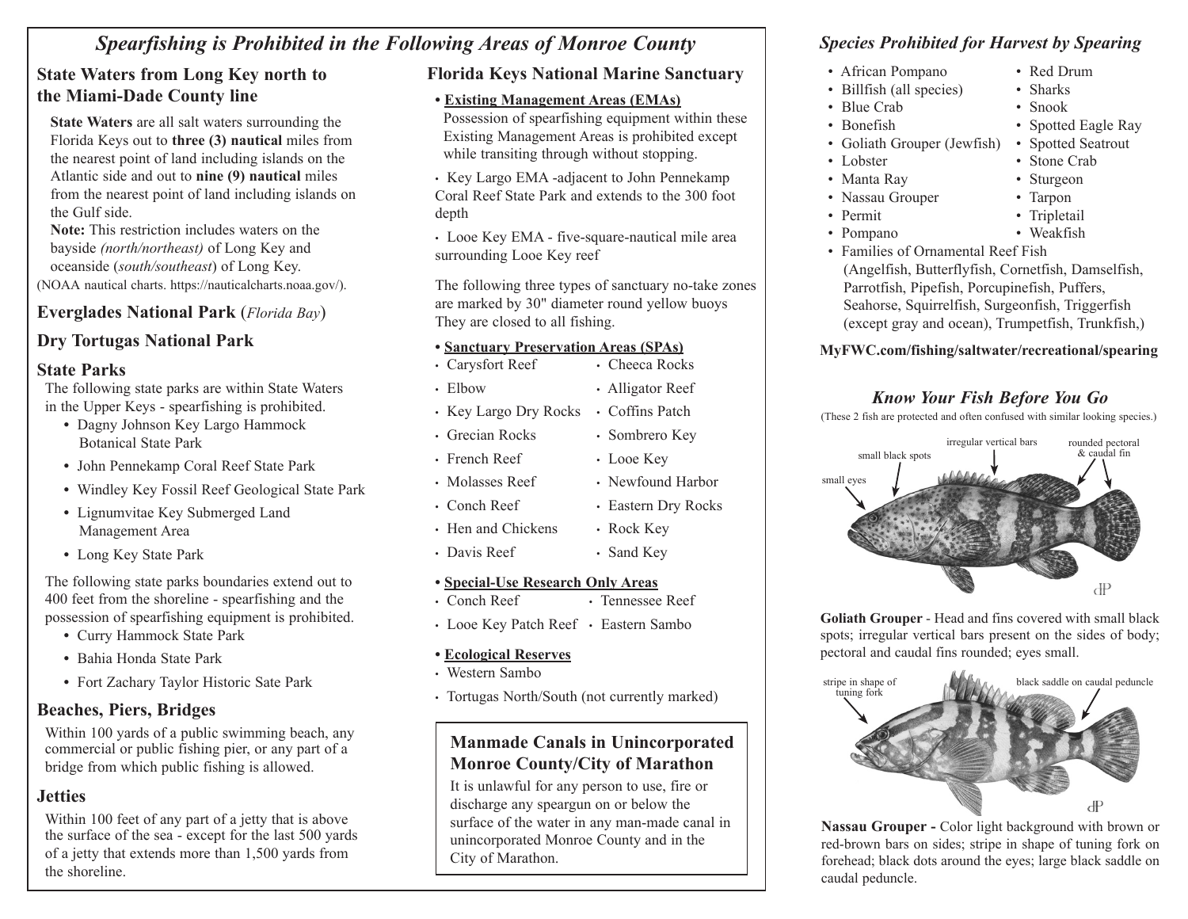# *Spearfishing is Prohibited in the Following Areas of Monroe County*

## State Waters from Long Key north to the Miami-Dade County line

**State Waters** are all salt waters surrounding the Florida Keys out to **three (3) nautical** miles from the nearest point of land including islands on the Atlantic side and out to **nine (9) nautical** miles from the nearest point of land including islands on the Gulf side.

**Note:** This restriction includes waters on the bayside *(north/northeast)* of Long Key and oceanside (*south/southeast*) of Long Key.

(NOAA nautical charts. https://nauticalcharts.noaa.gov/).

## Everglades National Park (*Florida Bay*)

## Dry Tortugas National Park

## State Parks

The following state parks are within State Waters in the Upper Keys - spearfishing is prohibited.

- Dagny Johnson Key Largo Hammock Botanical State Park
- John Pennekamp Coral Reef State Park
- Windley Key Fossil Reef Geological State Park
- Lignumvitae Key Submerged Land Management Area
- Long Key State Park

The following state parks boundaries extend out to 400 feet from the shoreline - spearfishing and the possession of spearfishing equipment is prohibited.

- Curry Hammock State Park
- Bahia Honda State Park
- Fort Zachary Taylor Historic Sate Park

## Beaches, Piers, Bridges

Within 100 yards of a public swimming beach, any commercial or public fishing pier, or any part of a bridge from which public fishing is allowed.

## Jetties

Within 100 feet of any part of a jetty that is above the surface of the sea - except for the last 500 yards of a jetty that extends more than 1,500 yards from the shoreline.

## Florida Keys National Marine Sanctuary

- **Existing Management Areas (EMAs)**
  Possession of spearfishing equipment within these Existing Management Areas is prohibited except while transiting through without stopping.

- Key Largo EMA -adjacent to John Pennekamp Coral Reef State Park and extends to the 300 foot depth
- Looe Key EMA - five-square-nautical mile area surrounding Looe Key reef

The following three types of sanctuary no-take zones are marked by 30" diameter round yellow buoys They are closed to all fishing.

- **Sanctuary Preservation Areas (SPAs)**
  - Carysfort Reef
  - Elbow
  - Key Largo Dry Rocks
  - Grecian Rocks
  - French Reef
  - Molasses Reef
  - Conch Reef
  - Hen and Chickens
  - Davis Reef
  - Cheeca Rocks
  - Alligator Reef
  - Coffins Patch
  - Sombrero Key
  - Looe Key
  - Newfound Harbor
  - Eastern Dry Rocks
  - Rock Key
  - Sand Key

- **Special-Use Research Only Areas**
  - Conch Reef
  - Looe Key Patch Reef
  - Tennessee Reef
  - Eastern Sambo

- **Ecological Reserves**
  - Western Sambo
  - Tortugas North/South (not currently marked)

### Manmade Canals in Unincorporated Monroe County/City of Marathon

It is unlawful for any person to use, fire or discharge any speargun on or below the surface of the water in any man-made canal in unincorporated Monroe County and in the City of Marathon.

## *Species Prohibited for Harvest by Spearing*

- African Pompano
- Billfish (all species)
- Blue Crab
- Bonefish
- Goliath Grouper (Jewfish)
- Lobster
- Manta Ray
- Nassau Grouper
- Permit
- Pompano
- Red Drum
- Sharks
- Snook
- Spotted Eagle Ray
- Spotted Seatrout
- Stone Crab
- Sturgeon
- Tarpon
- Tripletail
- Weakfish
- Families of Ornamental Reef Fish (Angelfish, Butterflyfish, Cornetfish, Damselfish, Parrotfish, Pipefish, Porcupinefish, Puffers, Seahorse, Squirrelfish, Surgeonfish, Triggerfish (except gray and ocean), Trumpetfish, Trunkfish,)

**MyFWC.com/fishing/saltwater/recreational/spearing**

## *Know Your Fish Before You Go*

(These 2 fish are protected and often confused with similar looking species.)

small black spots
irregular vertical bars
rounded pectoral & caudal fin
small eyes

**Goliath Grouper** - Head and fins covered with small black spots; irregular vertical bars present on the sides of body; pectoral and caudal fins rounded; eyes small.

stripe in shape of tuning fork
black saddle on caudal peduncle

**Nassau Grouper -** Color light background with brown or red-brown bars on sides; stripe in shape of tuning fork on forehead; black dots around the eyes; large black saddle on caudal peduncle.